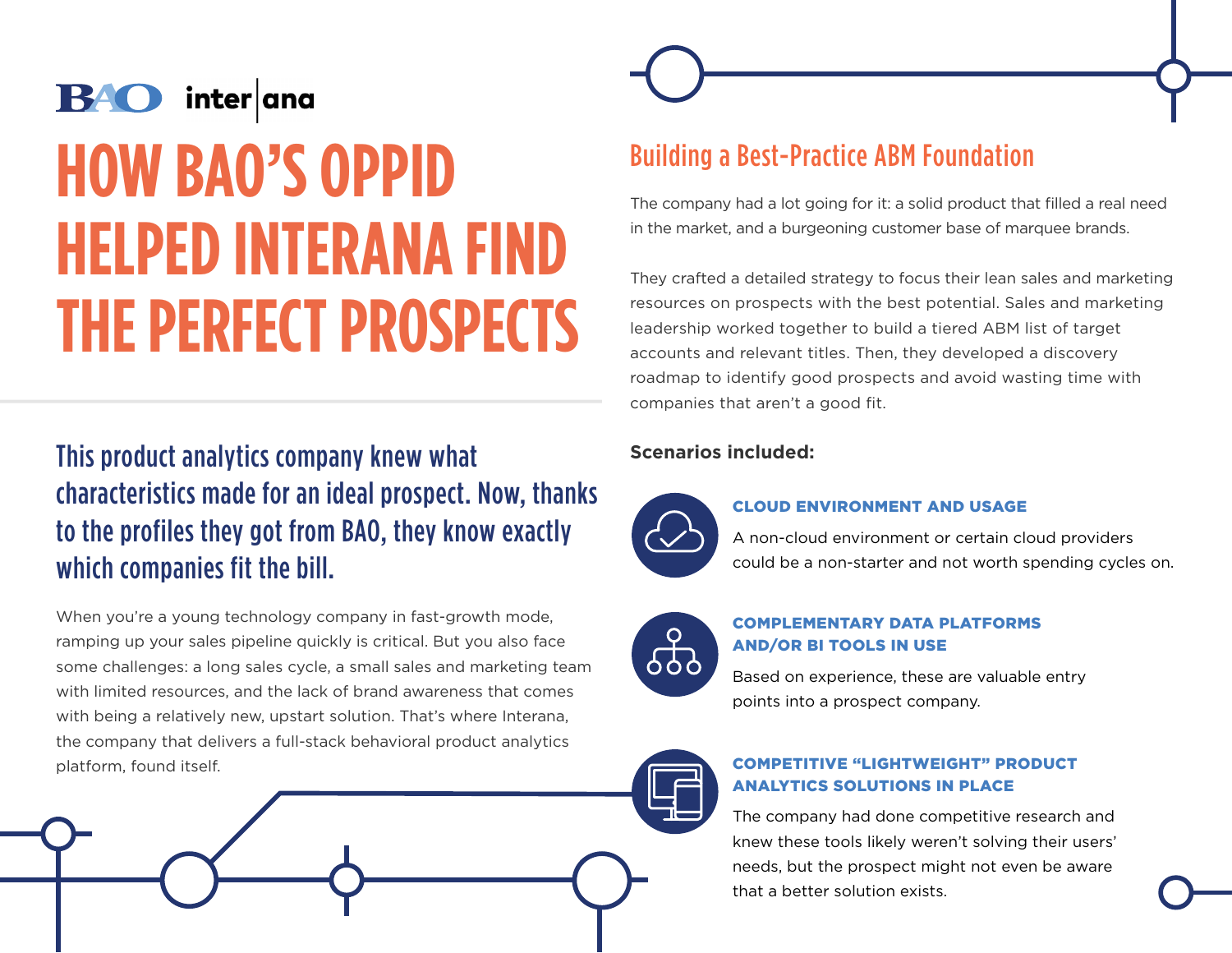BAO | inter|ana

# HOW BAO'S OPPID HELPED INTERANA FIND THE PERFECT PROSPECTS

## This product analytics company knew what characteristics made for an ideal prospect. Now, thanks to the profiles they got from BAO, they know exactly which companies fit the bill.

When you're a young technology company in fast-growth mode, ramping up your sales pipeline quickly is critical. But you also face some challenges: a long sales cycle, a small sales and marketing team with limited resources, and the lack of brand awareness that comes with being a relatively new, upstart solution. That's where Interana, the company that delivers a full-stack behavioral product analytics platform, found itself.

## Building a Best-Practice ABM Foundation

The company had a lot going for it: a solid product that filled a real need in the market, and a burgeoning customer base of marquee brands.

They crafted a detailed strategy to focus their lean sales and marketing resources on prospects with the best potential. Sales and marketing leadership worked together to build a tiered ABM list of target accounts and relevant titles. Then, they developed a discovery roadmap to identify good prospects and avoid wasting time with companies that aren't a good fit.

**Scenarios included:**

**CLOUD ENVIRONMENT AND USAGE**

A non-cloud environment or certain cloud providers could be a non-starter and not worth spending cycles on.

**COMPLEMENTARY DATA PLATFORMS AND/OR BI TOOLS IN USE**

Based on experience, these are valuable entry points into a prospect company.

**COMPETITIVE "LIGHTWEIGHT" PRODUCT ANALYTICS SOLUTIONS IN PLACE**

The company had done competitive research and knew these tools likely weren't solving their users' needs, but the prospect might not even be aware that a better solution exists.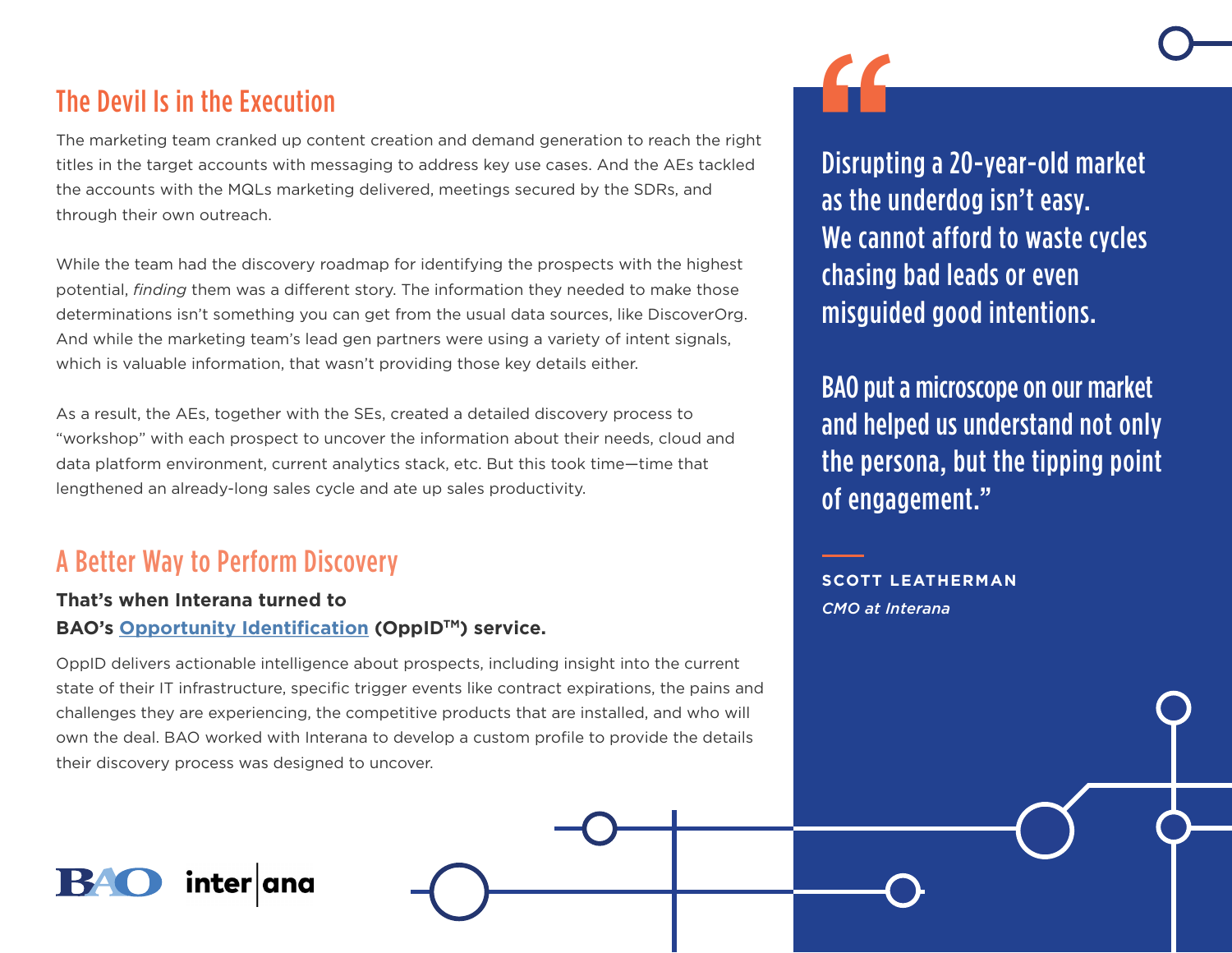## The Devil Is in the Execution

The marketing team cranked up content creation and demand generation to reach the right titles in the target accounts with messaging to address key use cases. And the AEs tackled the accounts with the MQLs marketing delivered, meetings secured by the SDRs, and through their own outreach.

While the team had the discovery roadmap for identifying the prospects with the highest potential, *finding* them was a different story. The information they needed to make those determinations isn't something you can get from the usual data sources, like DiscoverOrg. And while the marketing team's lead gen partners were using a variety of intent signals, which is valuable information, that wasn't providing those key details either.

As a result, the AEs, together with the SEs, created a detailed discovery process to "workshop" with each prospect to uncover the information about their needs, cloud and data platform environment, current analytics stack, etc. But this took time—time that lengthened an already-long sales cycle and ate up sales productivity.

## A Better Way to Perform Discovery

**That's when Interana turned to BAO's Opportunity Identification (OppID™) service.**

OppID delivers actionable intelligence about prospects, including insight into the current state of their IT infrastructure, specific trigger events like contract expirations, the pains and challenges they are experiencing, the competitive products that are installed, and who will own the deal. BAO worked with Interana to develop a custom profile to provide the details their discovery process was designed to uncover.

> "Disrupting a 20-year-old market as the underdog isn't easy. We cannot afford to waste cycles chasing bad leads or even misguided good intentions.
>
> BAO put a microscope on our market and helped us understand not only the persona, but the tipping point of engagement."
>
> **SCOTT LEATHERMAN**
> *CMO at Interana*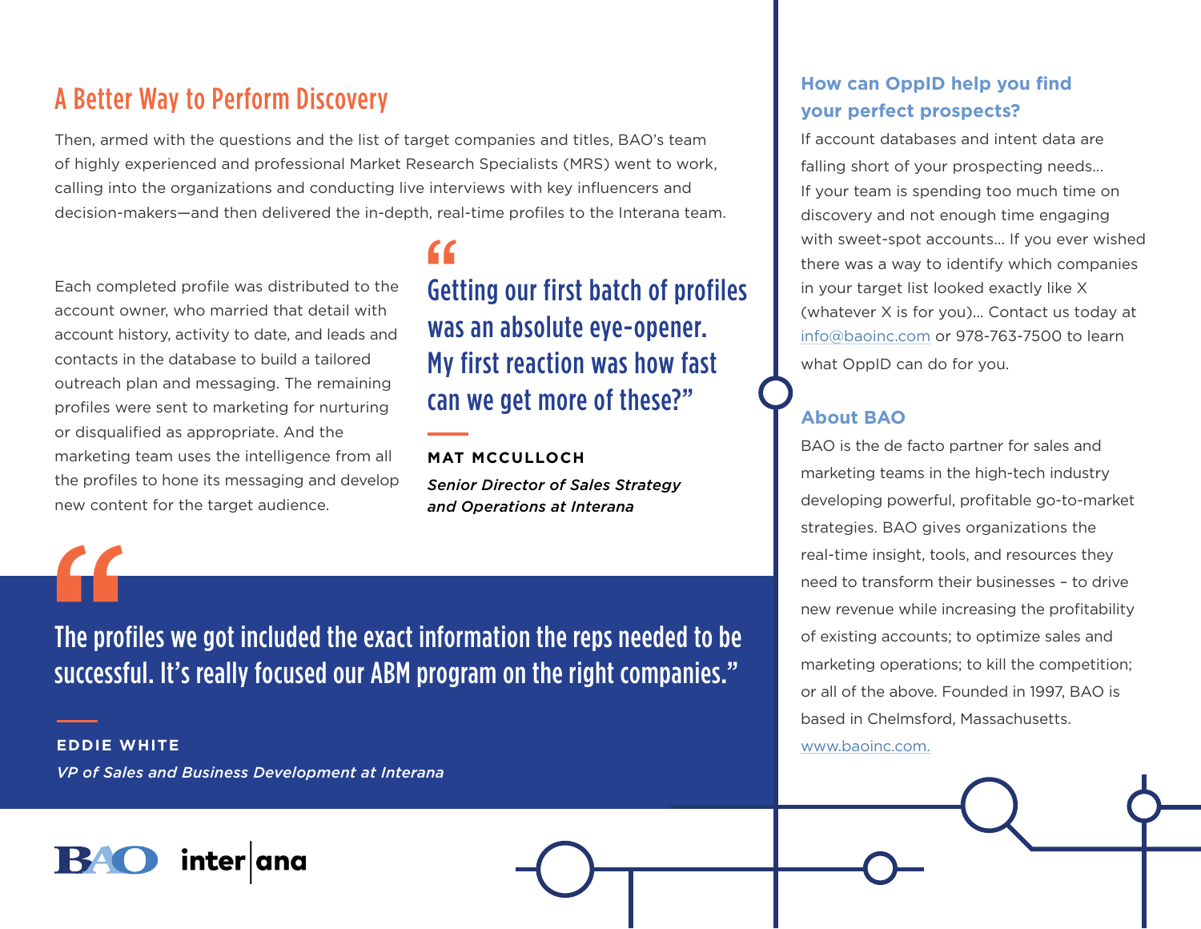## A Better Way to Perform Discovery

Then, armed with the questions and the list of target companies and titles, BAO's team of highly experienced and professional Market Research Specialists (MRS) went to work, calling into the organizations and conducting live interviews with key influencers and decision-makers—and then delivered the in-depth, real-time profiles to the Interana team.

Each completed profile was distributed to the account owner, who married that detail with account history, activity to date, and leads and contacts in the database to build a tailored outreach plan and messaging. The remaining profiles were sent to marketing for nurturing or disqualified as appropriate. And the marketing team uses the intelligence from all the profiles to hone its messaging and develop new content for the target audience.

> "Getting our first batch of profiles was an absolute eye-opener. My first reaction was how fast can we get more of these?"
>
> **MAT MCCULLOCH**
> *Senior Director of Sales Strategy and Operations at Interana*

> "The profiles we got included the exact information the reps needed to be successful. It's really focused our ABM program on the right companies."
>
> **EDDIE WHITE**
> *VP of Sales and Business Development at Interana*

### How can OppID help you find your perfect prospects?

If account databases and intent data are falling short of your prospecting needs... If your team is spending too much time on discovery and not enough time engaging with sweet-spot accounts... If you ever wished there was a way to identify which companies in your target list looked exactly like X (whatever X is for you)... Contact us today at info@baoinc.com or 978-763-7500 to learn what OppID can do for you.

### About BAO

BAO is the de facto partner for sales and marketing teams in the high-tech industry developing powerful, profitable go-to-market strategies. BAO gives organizations the real-time insight, tools, and resources they need to transform their businesses – to drive new revenue while increasing the profitability of existing accounts; to optimize sales and marketing operations; to kill the competition; or all of the above. Founded in 1997, BAO is based in Chelmsford, Massachusetts. www.baoinc.com.

BAO inter|ana